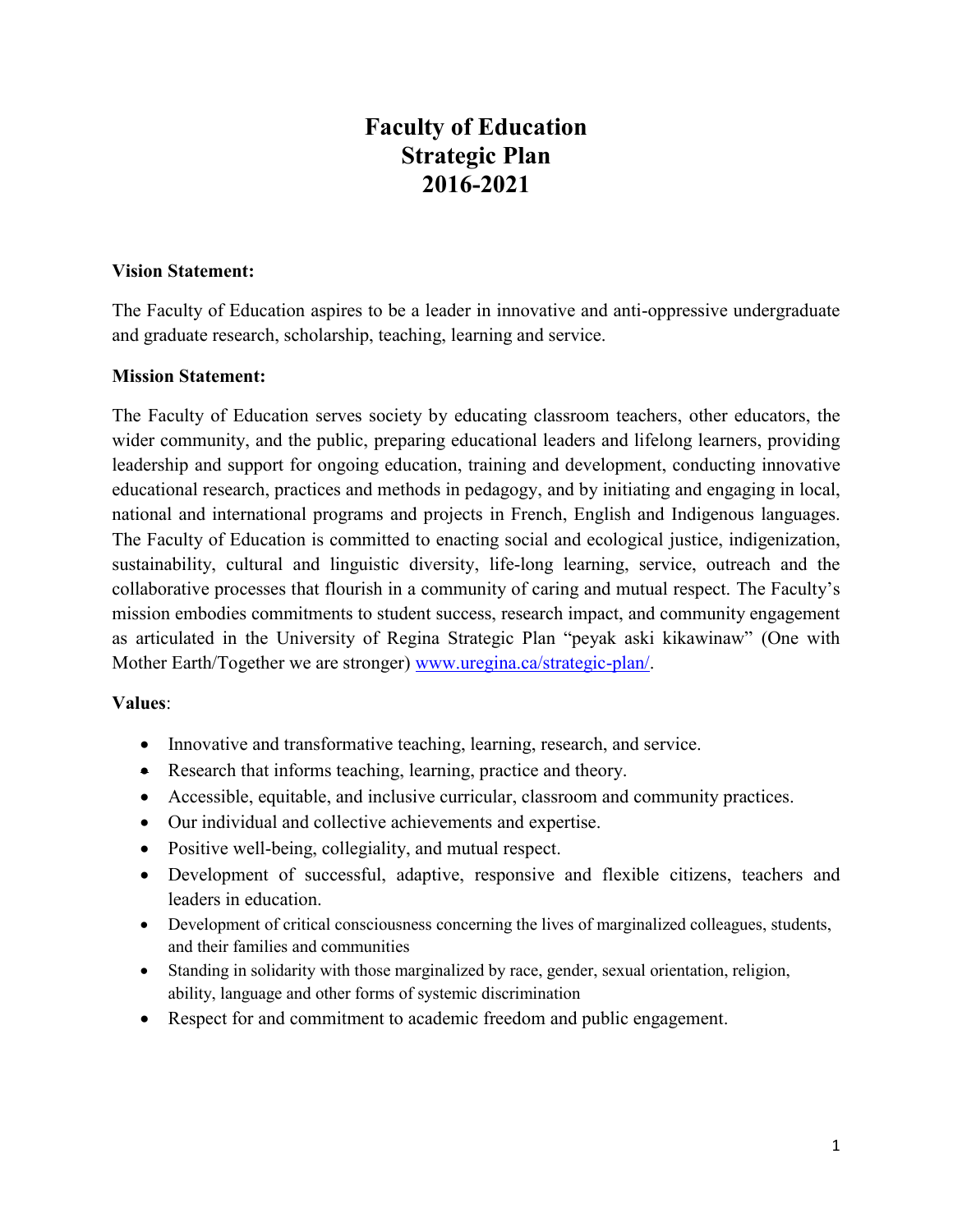# Faculty of Education
# Strategic Plan
# 2016-2021

**Vision Statement:**

The Faculty of Education aspires to be a leader in innovative and anti-oppressive undergraduate and graduate research, scholarship, teaching, learning and service.

**Mission Statement:**

The Faculty of Education serves society by educating classroom teachers, other educators, the wider community, and the public, preparing educational leaders and lifelong learners, providing leadership and support for ongoing education, training and development, conducting innovative educational research, practices and methods in pedagogy, and by initiating and engaging in local, national and international programs and projects in French, English and Indigenous languages. The Faculty of Education is committed to enacting social and ecological justice, indigenization, sustainability, cultural and linguistic diversity, life-long learning, service, outreach and the collaborative processes that flourish in a community of caring and mutual respect. The Faculty's mission embodies commitments to student success, research impact, and community engagement as articulated in the University of Regina Strategic Plan "peyak aski kikawinaw" (One with Mother Earth/Together we are stronger) www.uregina.ca/strategic-plan/.

**Values**:

- Innovative and transformative teaching, learning, research, and service.
- Research that informs teaching, learning, practice and theory.
- Accessible, equitable, and inclusive curricular, classroom and community practices.
- Our individual and collective achievements and expertise.
- Positive well-being, collegiality, and mutual respect.
- Development of successful, adaptive, responsive and flexible citizens, teachers and leaders in education.
- Development of critical consciousness concerning the lives of marginalized colleagues, students, and their families and communities
- Standing in solidarity with those marginalized by race, gender, sexual orientation, religion, ability, language and other forms of systemic discrimination
- Respect for and commitment to academic freedom and public engagement.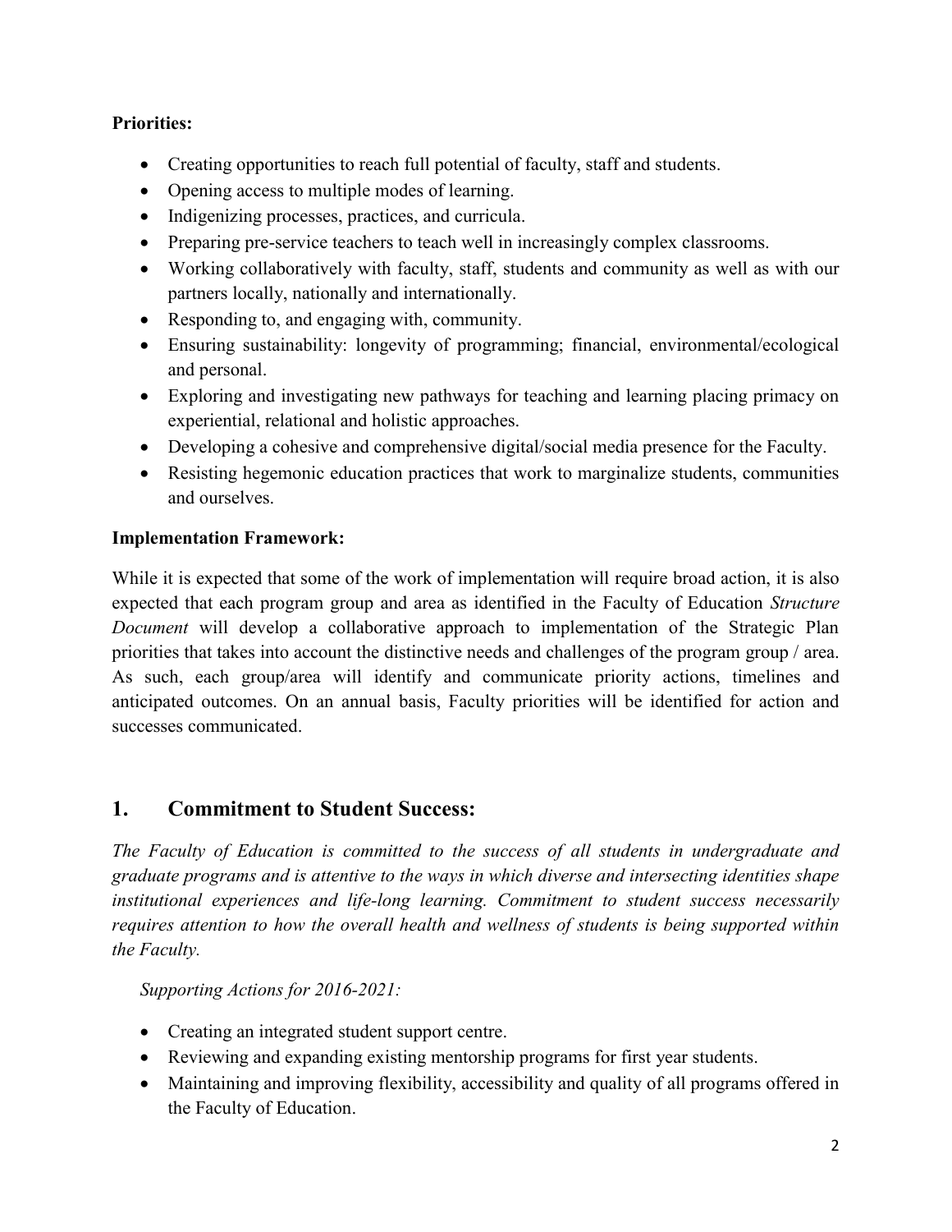**Priorities:**

- Creating opportunities to reach full potential of faculty, staff and students.
- Opening access to multiple modes of learning.
- Indigenizing processes, practices, and curricula.
- Preparing pre-service teachers to teach well in increasingly complex classrooms.
- Working collaboratively with faculty, staff, students and community as well as with our partners locally, nationally and internationally.
- Responding to, and engaging with, community.
- Ensuring sustainability: longevity of programming; financial, environmental/ecological and personal.
- Exploring and investigating new pathways for teaching and learning placing primacy on experiential, relational and holistic approaches.
- Developing a cohesive and comprehensive digital/social media presence for the Faculty.
- Resisting hegemonic education practices that work to marginalize students, communities and ourselves.

**Implementation Framework:**

While it is expected that some of the work of implementation will require broad action, it is also expected that each program group and area as identified in the Faculty of Education *Structure Document* will develop a collaborative approach to implementation of the Strategic Plan priorities that takes into account the distinctive needs and challenges of the program group / area. As such, each group/area will identify and communicate priority actions, timelines and anticipated outcomes. On an annual basis, Faculty priorities will be identified for action and successes communicated.

## 1. Commitment to Student Success:

*The Faculty of Education is committed to the success of all students in undergraduate and graduate programs and is attentive to the ways in which diverse and intersecting identities shape institutional experiences and life-long learning. Commitment to student success necessarily requires attention to how the overall health and wellness of students is being supported within the Faculty.*

*Supporting Actions for 2016-2021:*

- Creating an integrated student support centre.
- Reviewing and expanding existing mentorship programs for first year students.
- Maintaining and improving flexibility, accessibility and quality of all programs offered in the Faculty of Education.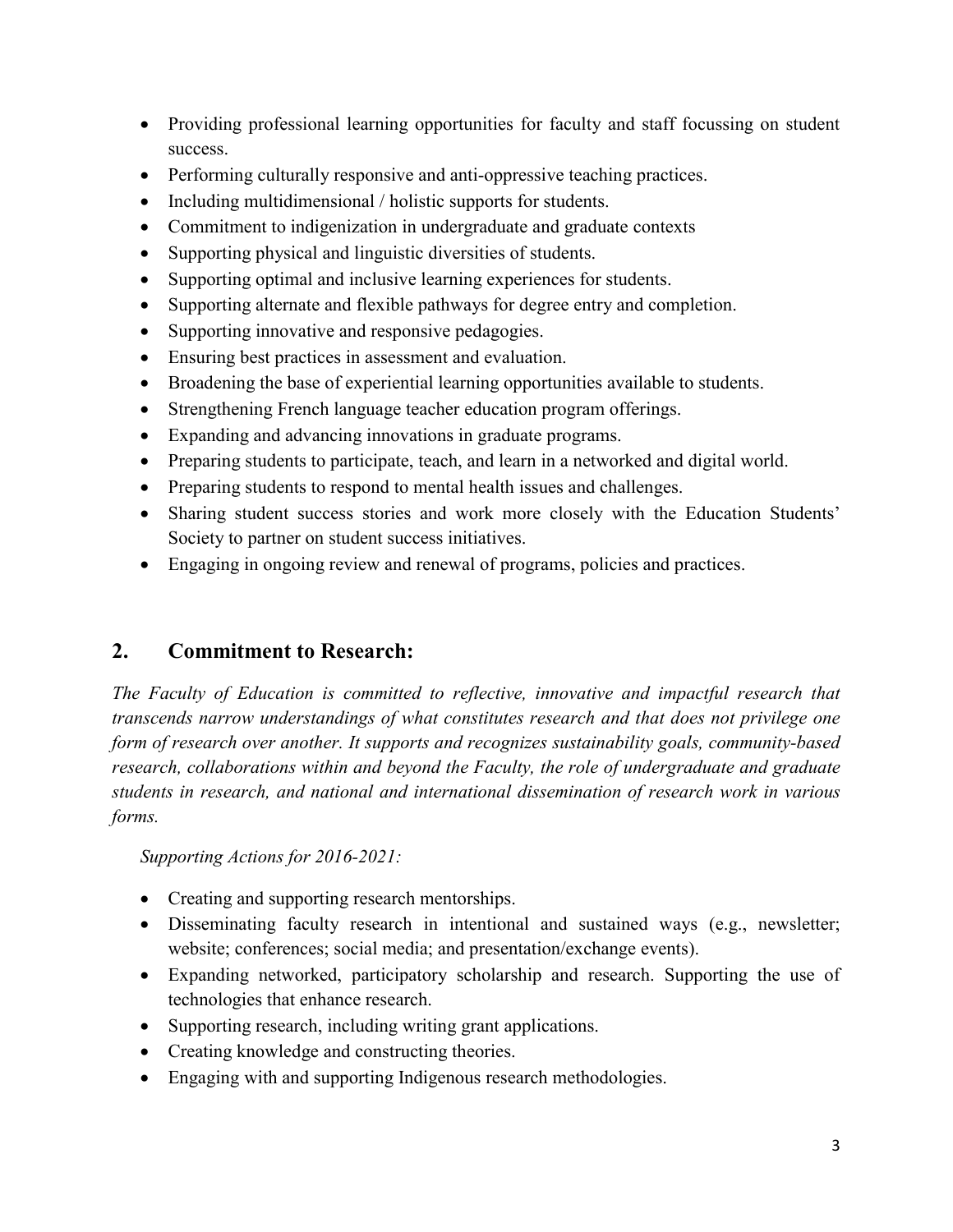- Providing professional learning opportunities for faculty and staff focussing on student success.
- Performing culturally responsive and anti-oppressive teaching practices.
- Including multidimensional / holistic supports for students.
- Commitment to indigenization in undergraduate and graduate contexts
- Supporting physical and linguistic diversities of students.
- Supporting optimal and inclusive learning experiences for students.
- Supporting alternate and flexible pathways for degree entry and completion.
- Supporting innovative and responsive pedagogies.
- Ensuring best practices in assessment and evaluation.
- Broadening the base of experiential learning opportunities available to students.
- Strengthening French language teacher education program offerings.
- Expanding and advancing innovations in graduate programs.
- Preparing students to participate, teach, and learn in a networked and digital world.
- Preparing students to respond to mental health issues and challenges.
- Sharing student success stories and work more closely with the Education Students' Society to partner on student success initiatives.
- Engaging in ongoing review and renewal of programs, policies and practices.

## 2. Commitment to Research:

*The Faculty of Education is committed to reflective, innovative and impactful research that transcends narrow understandings of what constitutes research and that does not privilege one form of research over another. It supports and recognizes sustainability goals, community-based research, collaborations within and beyond the Faculty, the role of undergraduate and graduate students in research, and national and international dissemination of research work in various forms.*

*Supporting Actions for 2016-2021:*

- Creating and supporting research mentorships.
- Disseminating faculty research in intentional and sustained ways (e.g., newsletter; website; conferences; social media; and presentation/exchange events).
- Expanding networked, participatory scholarship and research. Supporting the use of technologies that enhance research.
- Supporting research, including writing grant applications.
- Creating knowledge and constructing theories.
- Engaging with and supporting Indigenous research methodologies.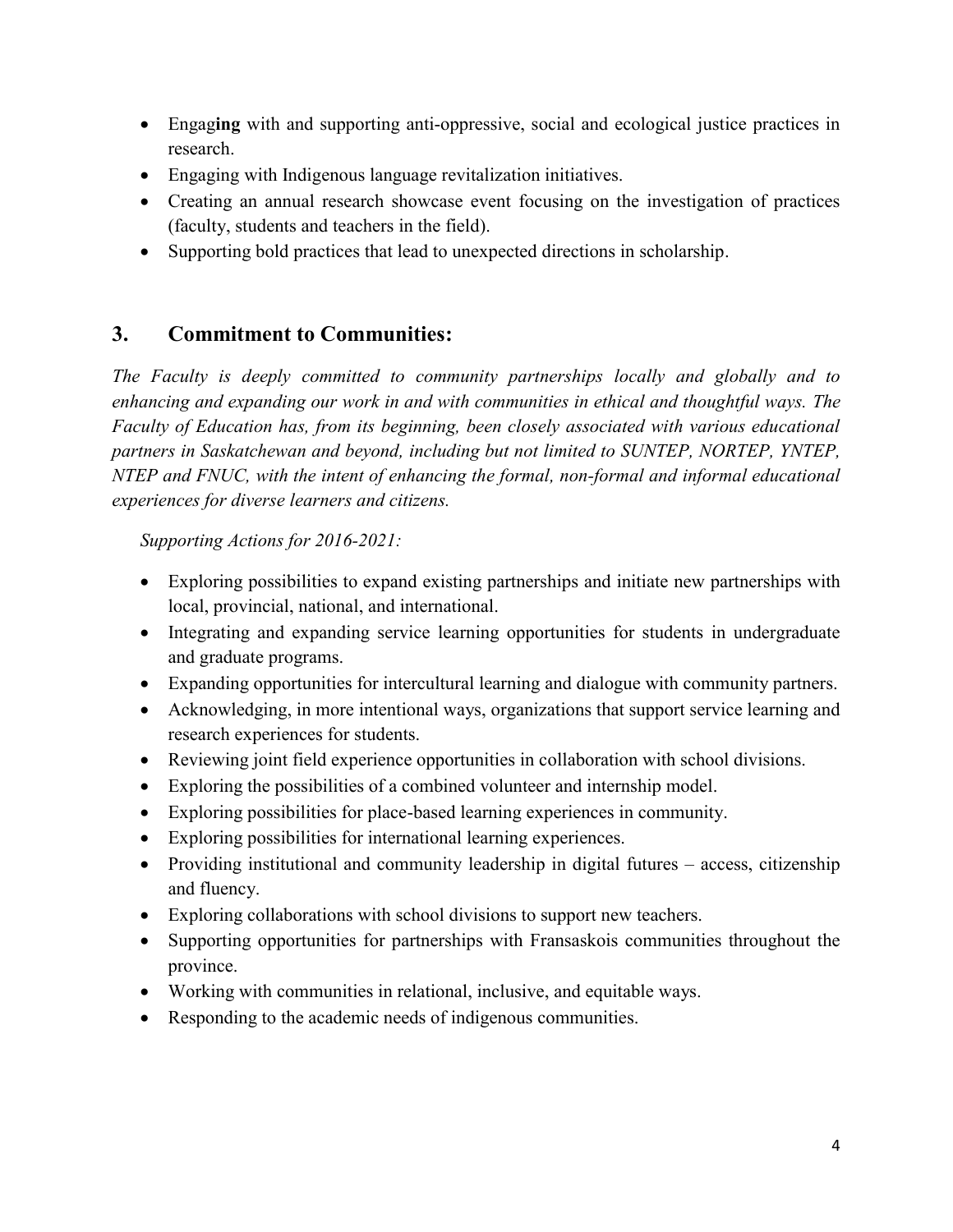- Engag**ing** with and supporting anti-oppressive, social and ecological justice practices in research.
- Engaging with Indigenous language revitalization initiatives.
- Creating an annual research showcase event focusing on the investigation of practices (faculty, students and teachers in the field).
- Supporting bold practices that lead to unexpected directions in scholarship.

## 3. Commitment to Communities:

*The Faculty is deeply committed to community partnerships locally and globally and to enhancing and expanding our work in and with communities in ethical and thoughtful ways. The Faculty of Education has, from its beginning, been closely associated with various educational partners in Saskatchewan and beyond, including but not limited to SUNTEP, NORTEP, YNTEP, NTEP and FNUC, with the intent of enhancing the formal, non-formal and informal educational experiences for diverse learners and citizens.*

*Supporting Actions for 2016-2021:*

- Exploring possibilities to expand existing partnerships and initiate new partnerships with local, provincial, national, and international.
- Integrating and expanding service learning opportunities for students in undergraduate and graduate programs.
- Expanding opportunities for intercultural learning and dialogue with community partners.
- Acknowledging, in more intentional ways, organizations that support service learning and research experiences for students.
- Reviewing joint field experience opportunities in collaboration with school divisions.
- Exploring the possibilities of a combined volunteer and internship model.
- Exploring possibilities for place-based learning experiences in community.
- Exploring possibilities for international learning experiences.
- Providing institutional and community leadership in digital futures – access, citizenship and fluency.
- Exploring collaborations with school divisions to support new teachers.
- Supporting opportunities for partnerships with Fransaskois communities throughout the province.
- Working with communities in relational, inclusive, and equitable ways.
- Responding to the academic needs of indigenous communities.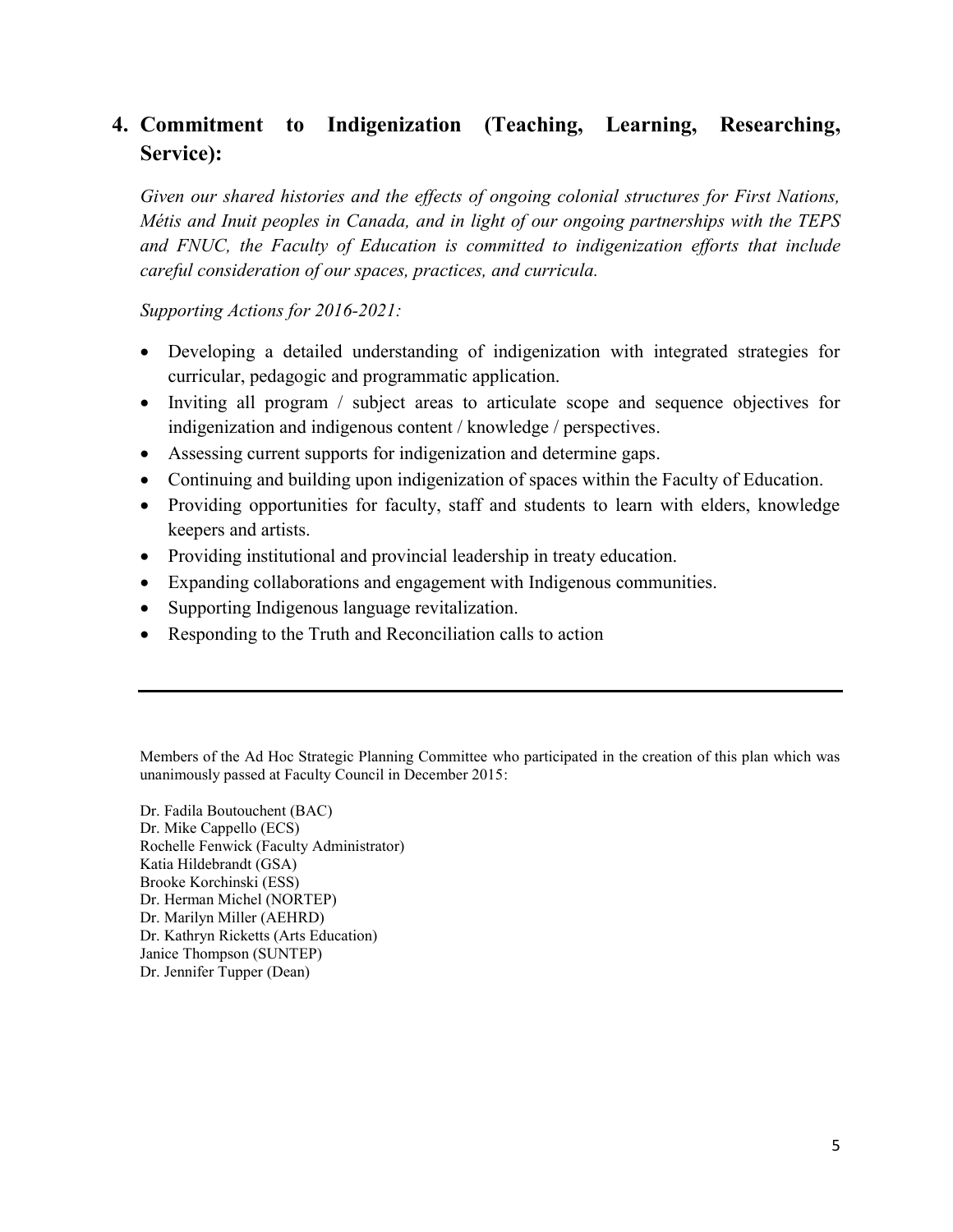## 4. Commitment to Indigenization (Teaching, Learning, Researching, Service):

*Given our shared histories and the effects of ongoing colonial structures for First Nations, Métis and Inuit peoples in Canada, and in light of our ongoing partnerships with the TEPS and FNUC, the Faculty of Education is committed to indigenization efforts that include careful consideration of our spaces, practices, and curricula.*

*Supporting Actions for 2016-2021:*

- Developing a detailed understanding of indigenization with integrated strategies for curricular, pedagogic and programmatic application.
- Inviting all program / subject areas to articulate scope and sequence objectives for indigenization and indigenous content / knowledge / perspectives.
- Assessing current supports for indigenization and determine gaps.
- Continuing and building upon indigenization of spaces within the Faculty of Education.
- Providing opportunities for faculty, staff and students to learn with elders, knowledge keepers and artists.
- Providing institutional and provincial leadership in treaty education.
- Expanding collaborations and engagement with Indigenous communities.
- Supporting Indigenous language revitalization.
- Responding to the Truth and Reconciliation calls to action

---

Members of the Ad Hoc Strategic Planning Committee who participated in the creation of this plan which was unanimously passed at Faculty Council in December 2015:

Dr. Fadila Boutouchent (BAC)
Dr. Mike Cappello (ECS)
Rochelle Fenwick (Faculty Administrator)
Katia Hildebrandt (GSA)
Brooke Korchinski (ESS)
Dr. Herman Michel (NORTEP)
Dr. Marilyn Miller (AEHRD)
Dr. Kathryn Ricketts (Arts Education)
Janice Thompson (SUNTEP)
Dr. Jennifer Tupper (Dean)